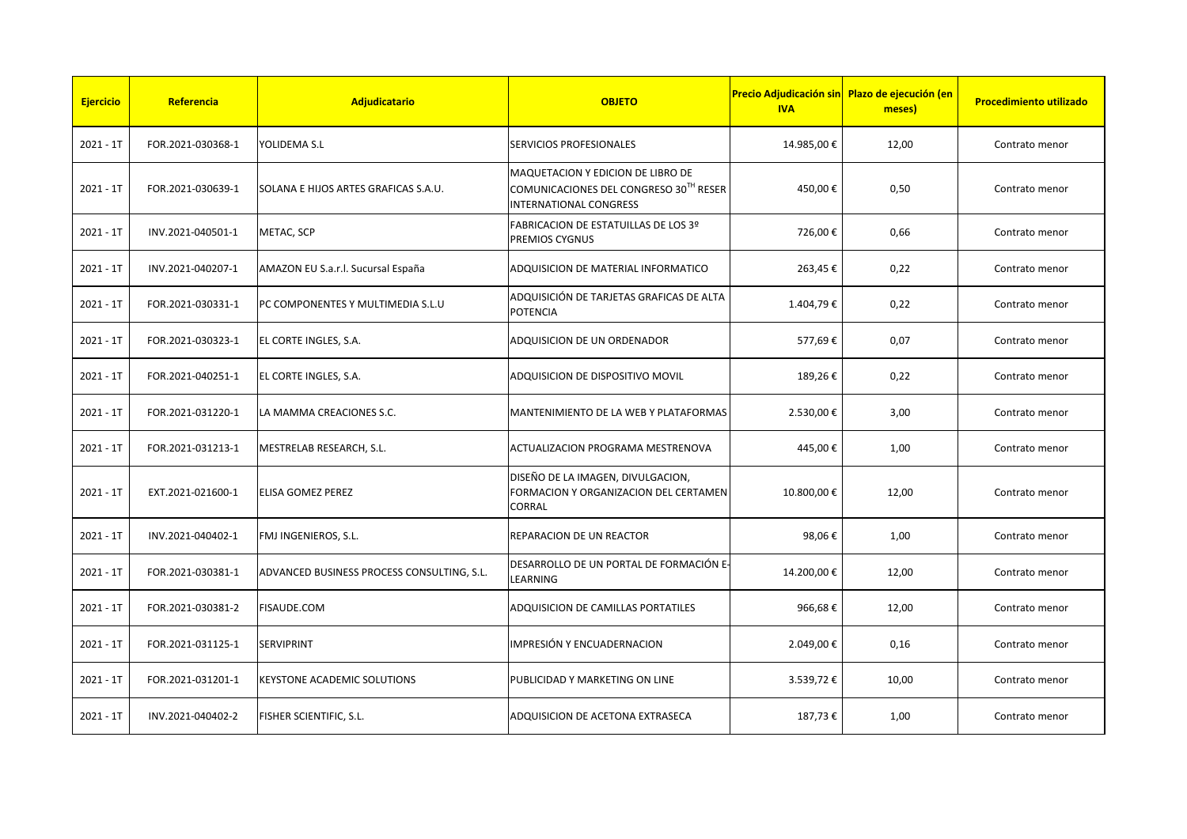| Ejercicio | Referencia | Adjudicatario | OBJETO | Precio Adjudicación sin IVA | Plazo de ejecución (en meses) | Procedimiento utilizado |
|---|---|---|---|---|---|---|
| 2021 - 1T | FOR.2021-030368-1 | YOLIDEMA S.L | SERVICIOS PROFESIONALES | 14.985,00 € | 12,00 | Contrato menor |
| 2021 - 1T | FOR.2021-030639-1 | SOLANA E HIJOS ARTES GRAFICAS S.A.U. | MAQUETACION Y EDICION DE LIBRO DE COMUNICACIONES DEL CONGRESO 30$^{TH}$ RESER INTERNATIONAL CONGRESS | 450,00 € | 0,50 | Contrato menor |
| 2021 - 1T | INV.2021-040501-1 | METAC, SCP | FABRICACION DE ESTATUILLAS DE LOS 3º PREMIOS CYGNUS | 726,00 € | 0,66 | Contrato menor |
| 2021 - 1T | INV.2021-040207-1 | AMAZON EU S.a.r.l. Sucursal España | ADQUISICION DE MATERIAL INFORMATICO | 263,45 € | 0,22 | Contrato menor |
| 2021 - 1T | FOR.2021-030331-1 | PC COMPONENTES Y MULTIMEDIA S.L.U | ADQUISICIÓN DE TARJETAS GRAFICAS DE ALTA POTENCIA | 1.404,79 € | 0,22 | Contrato menor |
| 2021 - 1T | FOR.2021-030323-1 | EL CORTE INGLES, S.A. | ADQUISICION DE UN ORDENADOR | 577,69 € | 0,07 | Contrato menor |
| 2021 - 1T | FOR.2021-040251-1 | EL CORTE INGLES, S.A. | ADQUISICION DE DISPOSITIVO MOVIL | 189,26 € | 0,22 | Contrato menor |
| 2021 - 1T | FOR.2021-031220-1 | LA MAMMA CREACIONES S.C. | MANTENIMIENTO DE LA WEB Y PLATAFORMAS | 2.530,00 € | 3,00 | Contrato menor |
| 2021 - 1T | FOR.2021-031213-1 | MESTRELAB RESEARCH, S.L. | ACTUALIZACION PROGRAMA MESTRENOVA | 445,00 € | 1,00 | Contrato menor |
| 2021 - 1T | EXT.2021-021600-1 | ELISA GOMEZ PEREZ | DISEÑO DE LA IMAGEN, DIVULGACION, FORMACION Y ORGANIZACION DEL CERTAMEN CORRAL | 10.800,00 € | 12,00 | Contrato menor |
| 2021 - 1T | INV.2021-040402-1 | FMJ INGENIEROS, S.L. | REPARACION DE UN REACTOR | 98,06 € | 1,00 | Contrato menor |
| 2021 - 1T | FOR.2021-030381-1 | ADVANCED BUSINESS PROCESS CONSULTING, S.L. | DESARROLLO DE UN PORTAL DE FORMACIÓN E-LEARNING | 14.200,00 € | 12,00 | Contrato menor |
| 2021 - 1T | FOR.2021-030381-2 | FISAUDE.COM | ADQUISICION DE CAMILLAS PORTATILES | 966,68 € | 12,00 | Contrato menor |
| 2021 - 1T | FOR.2021-031125-1 | SERVIPRINT | IMPRESIÓN Y ENCUADERNACION | 2.049,00 € | 0,16 | Contrato menor |
| 2021 - 1T | FOR.2021-031201-1 | KEYSTONE ACADEMIC SOLUTIONS | PUBLICIDAD Y MARKETING ON LINE | 3.539,72 € | 10,00 | Contrato menor |
| 2021 - 1T | INV.2021-040402-2 | FISHER SCIENTIFIC, S.L. | ADQUISICION DE ACETONA EXTRASECA | 187,73 € | 1,00 | Contrato menor |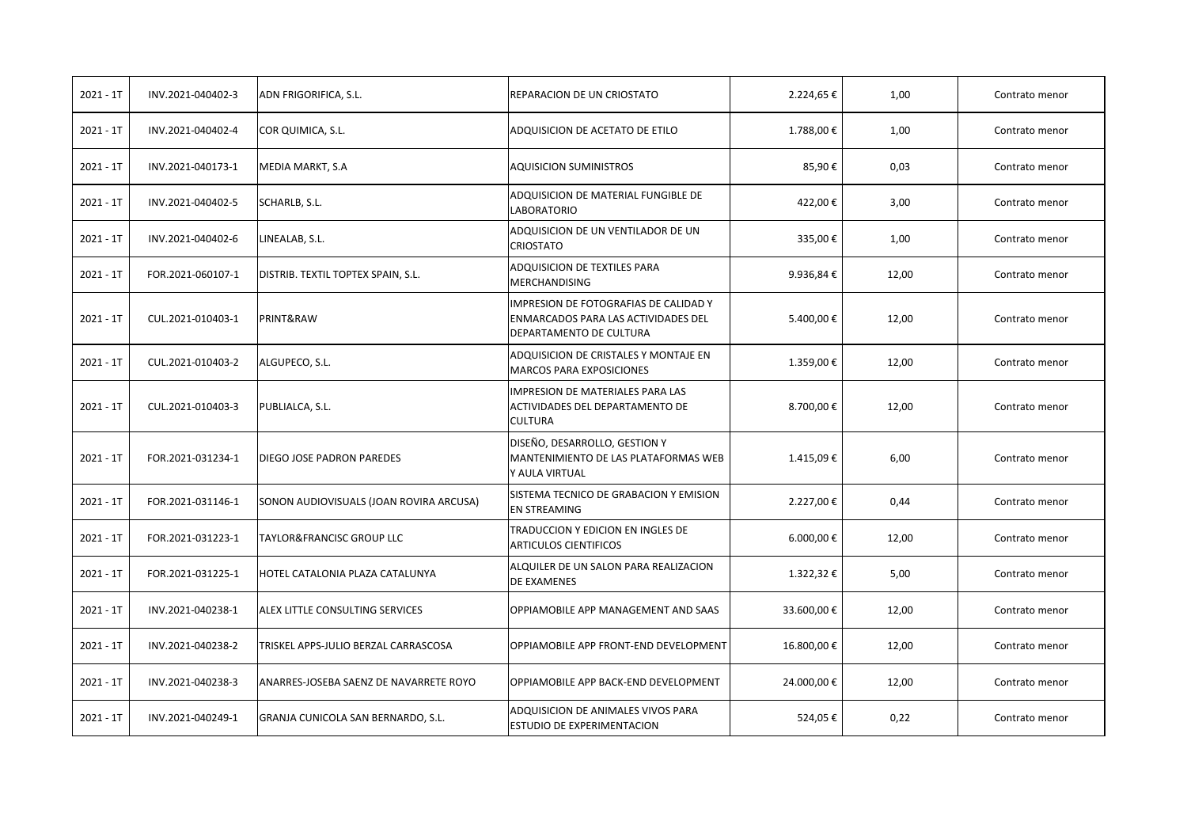| 2021 - 1T | INV.2021-040402-3 | ADN FRIGORIFICA, S.L. | REPARACION DE UN CRIOSTATO | 2.224,65 € | 1,00 | Contrato menor |
|---|---|---|---|---|---|---|
| 2021 - 1T | INV.2021-040402-4 | COR QUIMICA, S.L. | ADQUISICION DE ACETATO DE ETILO | 1.788,00 € | 1,00 | Contrato menor |
| 2021 - 1T | INV.2021-040173-1 | MEDIA MARKT, S.A | AQUISICION SUMINISTROS | 85,90 € | 0,03 | Contrato menor |
| 2021 - 1T | INV.2021-040402-5 | SCHARLB, S.L. | ADQUISICION DE MATERIAL FUNGIBLE DE LABORATORIO | 422,00 € | 3,00 | Contrato menor |
| 2021 - 1T | INV.2021-040402-6 | LINEALAB, S.L. | ADQUISICION DE UN VENTILADOR DE UN CRIOSTATO | 335,00 € | 1,00 | Contrato menor |
| 2021 - 1T | FOR.2021-060107-1 | DISTRIB. TEXTIL TOPTEX SPAIN, S.L. | ADQUISICION DE TEXTILES PARA MERCHANDISING | 9.936,84 € | 12,00 | Contrato menor |
| 2021 - 1T | CUL.2021-010403-1 | PRINT&RAW | IMPRESION DE FOTOGRAFIAS DE CALIDAD Y ENMARCADOS PARA LAS ACTIVIDADES DEL DEPARTAMENTO DE CULTURA | 5.400,00 € | 12,00 | Contrato menor |
| 2021 - 1T | CUL.2021-010403-2 | ALGUPECO, S.L. | ADQUISICION DE CRISTALES Y MONTAJE EN MARCOS PARA EXPOSICIONES | 1.359,00 € | 12,00 | Contrato menor |
| 2021 - 1T | CUL.2021-010403-3 | PUBLIALCA, S.L. | IMPRESION DE MATERIALES PARA LAS ACTIVIDADES DEL DEPARTAMENTO DE CULTURA | 8.700,00 € | 12,00 | Contrato menor |
| 2021 - 1T | FOR.2021-031234-1 | DIEGO JOSE PADRON PAREDES | DISEÑO, DESARROLLO, GESTION Y MANTENIMIENTO DE LAS PLATAFORMAS WEB Y AULA VIRTUAL | 1.415,09 € | 6,00 | Contrato menor |
| 2021 - 1T | FOR.2021-031146-1 | SONON AUDIOVISUALS (JOAN ROVIRA ARCUSA) | SISTEMA TECNICO DE GRABACION Y EMISION EN STREAMING | 2.227,00 € | 0,44 | Contrato menor |
| 2021 - 1T | FOR.2021-031223-1 | TAYLOR&FRANCISC GROUP LLC | TRADUCCION Y EDICION EN INGLES DE ARTICULOS CIENTIFICOS | 6.000,00 € | 12,00 | Contrato menor |
| 2021 - 1T | FOR.2021-031225-1 | HOTEL CATALONIA PLAZA CATALUNYA | ALQUILER DE UN SALON PARA REALIZACION DE EXAMENES | 1.322,32 € | 5,00 | Contrato menor |
| 2021 - 1T | INV.2021-040238-1 | ALEX LITTLE CONSULTING SERVICES | OPPIAMOBILE APP MANAGEMENT AND SAAS | 33.600,00 € | 12,00 | Contrato menor |
| 2021 - 1T | INV.2021-040238-2 | TRISKEL APPS-JULIO BERZAL CARRASCOSA | OPPIAMOBILE APP FRONT-END DEVELOPMENT | 16.800,00 € | 12,00 | Contrato menor |
| 2021 - 1T | INV.2021-040238-3 | ANARRES-JOSEBA SAENZ DE NAVARRETE ROYO | OPPIAMOBILE APP BACK-END DEVELOPMENT | 24.000,00 € | 12,00 | Contrato menor |
| 2021 - 1T | INV.2021-040249-1 | GRANJA CUNICOLA SAN BERNARDO, S.L. | ADQUISICION DE ANIMALES VIVOS PARA ESTUDIO DE EXPERIMENTACION | 524,05 € | 0,22 | Contrato menor |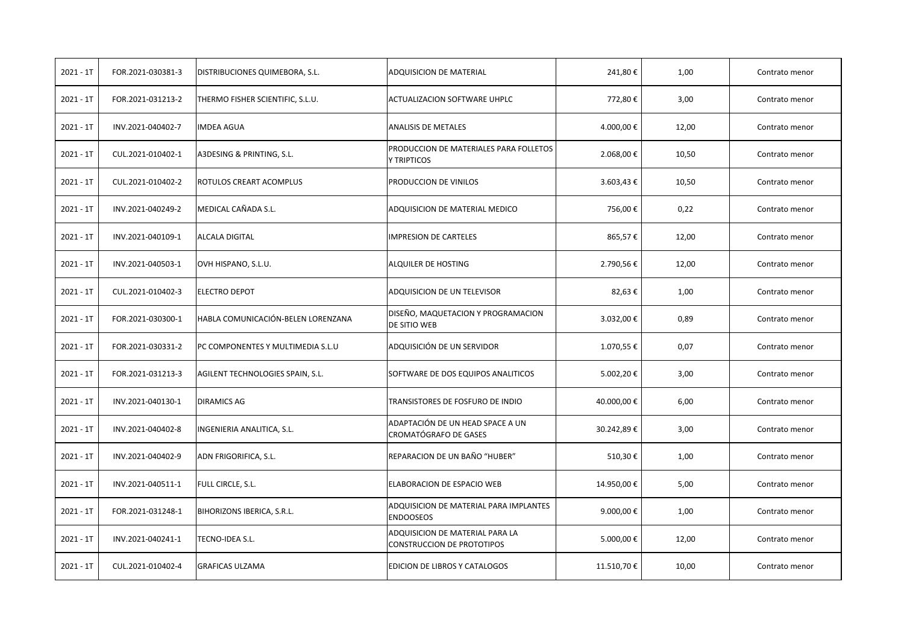| | | | | | | |
|---|---|---|---|---|---|---|
| 2021 - 1T | FOR.2021-030381-3 | DISTRIBUCIONES QUIMEBORA, S.L. | ADQUISICION DE MATERIAL | 241,80 € | 1,00 | Contrato menor |
| 2021 - 1T | FOR.2021-031213-2 | THERMO FISHER SCIENTIFIC, S.L.U. | ACTUALIZACION SOFTWARE UHPLC | 772,80 € | 3,00 | Contrato menor |
| 2021 - 1T | INV.2021-040402-7 | IMDEA AGUA | ANALISIS DE METALES | 4.000,00 € | 12,00 | Contrato menor |
| 2021 - 1T | CUL.2021-010402-1 | A3DESING & PRINTING, S.L. | PRODUCCION DE MATERIALES PARA FOLLETOS Y TRIPTICOS | 2.068,00 € | 10,50 | Contrato menor |
| 2021 - 1T | CUL.2021-010402-2 | ROTULOS CREART ACOMPLUS | PRODUCCION DE VINILOS | 3.603,43 € | 10,50 | Contrato menor |
| 2021 - 1T | INV.2021-040249-2 | MEDICAL CAÑADA S.L. | ADQUISICION DE MATERIAL MEDICO | 756,00 € | 0,22 | Contrato menor |
| 2021 - 1T | INV.2021-040109-1 | ALCALA DIGITAL | IMPRESION DE CARTELES | 865,57 € | 12,00 | Contrato menor |
| 2021 - 1T | INV.2021-040503-1 | OVH HISPANO, S.L.U. | ALQUILER DE HOSTING | 2.790,56 € | 12,00 | Contrato menor |
| 2021 - 1T | CUL.2021-010402-3 | ELECTRO DEPOT | ADQUISICION DE UN TELEVISOR | 82,63 € | 1,00 | Contrato menor |
| 2021 - 1T | FOR.2021-030300-1 | HABLA COMUNICACIÓN-BELEN LORENZANA | DISEÑO, MAQUETACION Y PROGRAMACION DE SITIO WEB | 3.032,00 € | 0,89 | Contrato menor |
| 2021 - 1T | FOR.2021-030331-2 | PC COMPONENTES Y MULTIMEDIA S.L.U | ADQUISICIÓN DE UN SERVIDOR | 1.070,55 € | 0,07 | Contrato menor |
| 2021 - 1T | FOR.2021-031213-3 | AGILENT TECHNOLOGIES SPAIN, S.L. | SOFTWARE DE DOS EQUIPOS ANALITICOS | 5.002,20 € | 3,00 | Contrato menor |
| 2021 - 1T | INV.2021-040130-1 | DIRAMICS AG | TRANSISTORES DE FOSFURO DE INDIO | 40.000,00 € | 6,00 | Contrato menor |
| 2021 - 1T | INV.2021-040402-8 | INGENIERIA ANALITICA, S.L. | ADAPTACIÓN DE UN HEAD SPACE A UN CROMATÓGRAFO DE GASES | 30.242,89 € | 3,00 | Contrato menor |
| 2021 - 1T | INV.2021-040402-9 | ADN FRIGORIFICA, S.L. | REPARACION DE UN BAÑO "HUBER" | 510,30 € | 1,00 | Contrato menor |
| 2021 - 1T | INV.2021-040511-1 | FULL CIRCLE, S.L. | ELABORACION DE ESPACIO WEB | 14.950,00 € | 5,00 | Contrato menor |
| 2021 - 1T | FOR.2021-031248-1 | BIHORIZONS IBERICA, S.R.L. | ADQUISICION DE MATERIAL PARA IMPLANTES ENDOOSEOS | 9.000,00 € | 1,00 | Contrato menor |
| 2021 - 1T | INV.2021-040241-1 | TECNO-IDEA S.L. | ADQUISICION DE MATERIAL PARA LA CONSTRUCCION DE PROTOTIPOS | 5.000,00 € | 12,00 | Contrato menor |
| 2021 - 1T | CUL.2021-010402-4 | GRAFICAS ULZAMA | EDICION DE LIBROS Y CATALOGOS | 11.510,70 € | 10,00 | Contrato menor |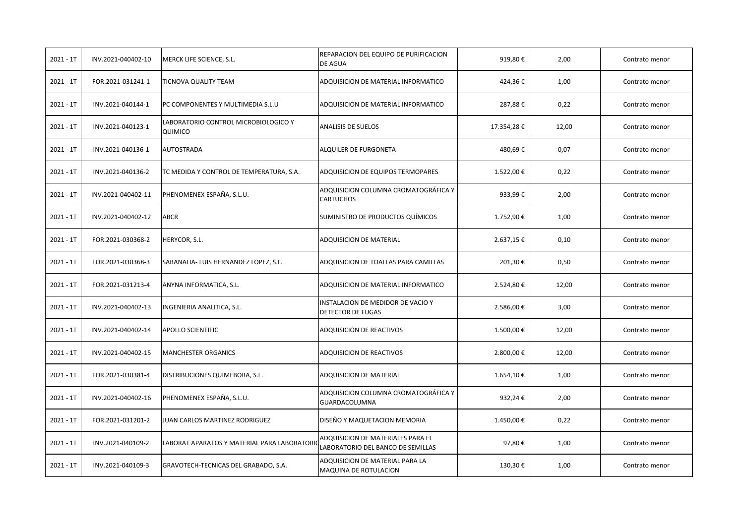| | | | | | | |
|---|---|---|---|---|---|---|
| 2021 - 1T | INV.2021-040402-10 | MERCK LIFE SCIENCE, S.L. | REPARACION DEL EQUIPO DE PURIFICACION DE AGUA | 919,80 € | 2,00 | Contrato menor |
| 2021 - 1T | FOR.2021-031241-1 | TICNOVA QUALITY TEAM | ADQUISICION DE MATERIAL INFORMATICO | 424,36 € | 1,00 | Contrato menor |
| 2021 - 1T | INV.2021-040144-1 | PC COMPONENTES Y MULTIMEDIA S.L.U | ADQUISICION DE MATERIAL INFORMATICO | 287,88 € | 0,22 | Contrato menor |
| 2021 - 1T | INV.2021-040123-1 | LABORATORIO CONTROL MICROBIOLOGICO Y QUIMICO | ANALISIS DE SUELOS | 17.354,28 € | 12,00 | Contrato menor |
| 2021 - 1T | INV.2021-040136-1 | AUTOSTRADA | ALQUILER DE FURGONETA | 480,69 € | 0,07 | Contrato menor |
| 2021 - 1T | INV.2021-040136-2 | TC MEDIDA Y CONTROL DE TEMPERATURA, S.A. | ADQUISICION DE EQUIPOS TERMOPARES | 1.522,00 € | 0,22 | Contrato menor |
| 2021 - 1T | INV.2021-040402-11 | PHENOMENEX ESPAÑA, S.L.U. | ADQUISICION COLUMNA CROMATOGRÁFICA Y CARTUCHOS | 933,99 € | 2,00 | Contrato menor |
| 2021 - 1T | INV.2021-040402-12 | ABCR | SUMINISTRO DE PRODUCTOS QUÍMICOS | 1.752,90 € | 1,00 | Contrato menor |
| 2021 - 1T | FOR.2021-030368-2 | HERYCOR, S.L. | ADQUISICION DE MATERIAL | 2.637,15 € | 0,10 | Contrato menor |
| 2021 - 1T | FOR.2021-030368-3 | SABANALIA- LUIS HERNANDEZ LOPEZ, S.L. | ADQUISICION DE TOALLAS PARA CAMILLAS | 201,30 € | 0,50 | Contrato menor |
| 2021 - 1T | FOR.2021-031213-4 | ANYNA INFORMATICA, S.L. | ADQUISICION DE MATERIAL INFORMATICO | 2.524,80 € | 12,00 | Contrato menor |
| 2021 - 1T | INV.2021-040402-13 | INGENIERIA ANALITICA, S.L. | INSTALACION DE MEDIDOR DE VACIO Y DETECTOR DE FUGAS | 2.586,00 € | 3,00 | Contrato menor |
| 2021 - 1T | INV.2021-040402-14 | APOLLO SCIENTIFIC | ADQUISICION DE REACTIVOS | 1.500,00 € | 12,00 | Contrato menor |
| 2021 - 1T | INV.2021-040402-15 | MANCHESTER ORGANICS | ADQUISICION DE REACTIVOS | 2.800,00 € | 12,00 | Contrato menor |
| 2021 - 1T | FOR.2021-030381-4 | DISTRIBUCIONES QUIMEBORA, S.L. | ADQUISICION DE MATERIAL | 1.654,10 € | 1,00 | Contrato menor |
| 2021 - 1T | INV.2021-040402-16 | PHENOMENEX ESPAÑA, S.L.U. | ADQUISICION COLUMNA CROMATOGRÁFICA Y GUARDACOLUMNA | 932,24 € | 2,00 | Contrato menor |
| 2021 - 1T | FOR.2021-031201-2 | JUAN CARLOS MARTINEZ RODRIGUEZ | DISEÑO Y MAQUETACION MEMORIA | 1.450,00 € | 0,22 | Contrato menor |
| 2021 - 1T | INV.2021-040109-2 | LABORAT APARATOS Y MATERIAL PARA LABORATORIO | ADQUISICION DE MATERIALES PARA EL LABORATORIO DEL BANCO DE SEMILLAS | 97,80 € | 1,00 | Contrato menor |
| 2021 - 1T | INV.2021-040109-3 | GRAVOTECH-TECNICAS DEL GRABADO, S.A. | ADQUISICION DE MATERIAL PARA LA MAQUINA DE ROTULACION | 130,30 € | 1,00 | Contrato menor |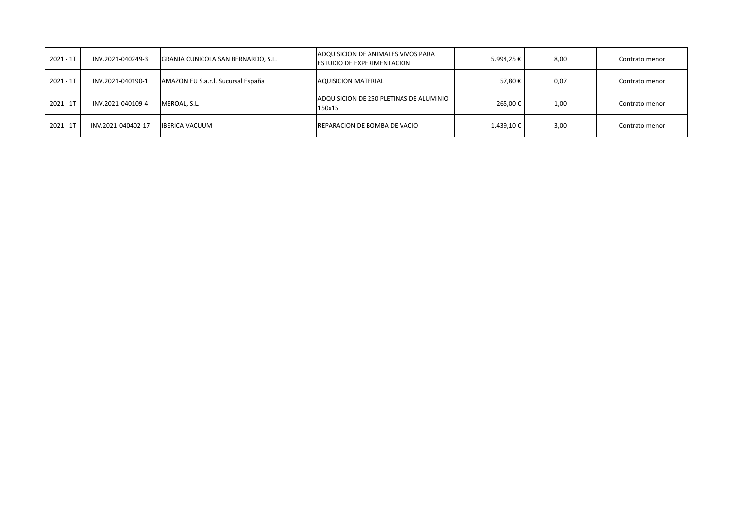| | | | | | | |
|---|---|---|---|---|---|---|
| 2021 - 1T | INV.2021-040249-3 | GRANJA CUNICOLA SAN BERNARDO, S.L. | ADQUISICION DE ANIMALES VIVOS PARA ESTUDIO DE EXPERIMENTACION | 5.994,25 € | 8,00 | Contrato menor |
| 2021 - 1T | INV.2021-040190-1 | AMAZON EU S.a.r.l. Sucursal España | AQUISICION MATERIAL | 57,80 € | 0,07 | Contrato menor |
| 2021 - 1T | INV.2021-040109-4 | MEROAL, S.L. | ADQUISICION DE 250 PLETINAS DE ALUMINIO 150x15 | 265,00 € | 1,00 | Contrato menor |
| 2021 - 1T | INV.2021-040402-17 | IBERICA VACUUM | REPARACION DE BOMBA DE VACIO | 1.439,10 € | 3,00 | Contrato menor |